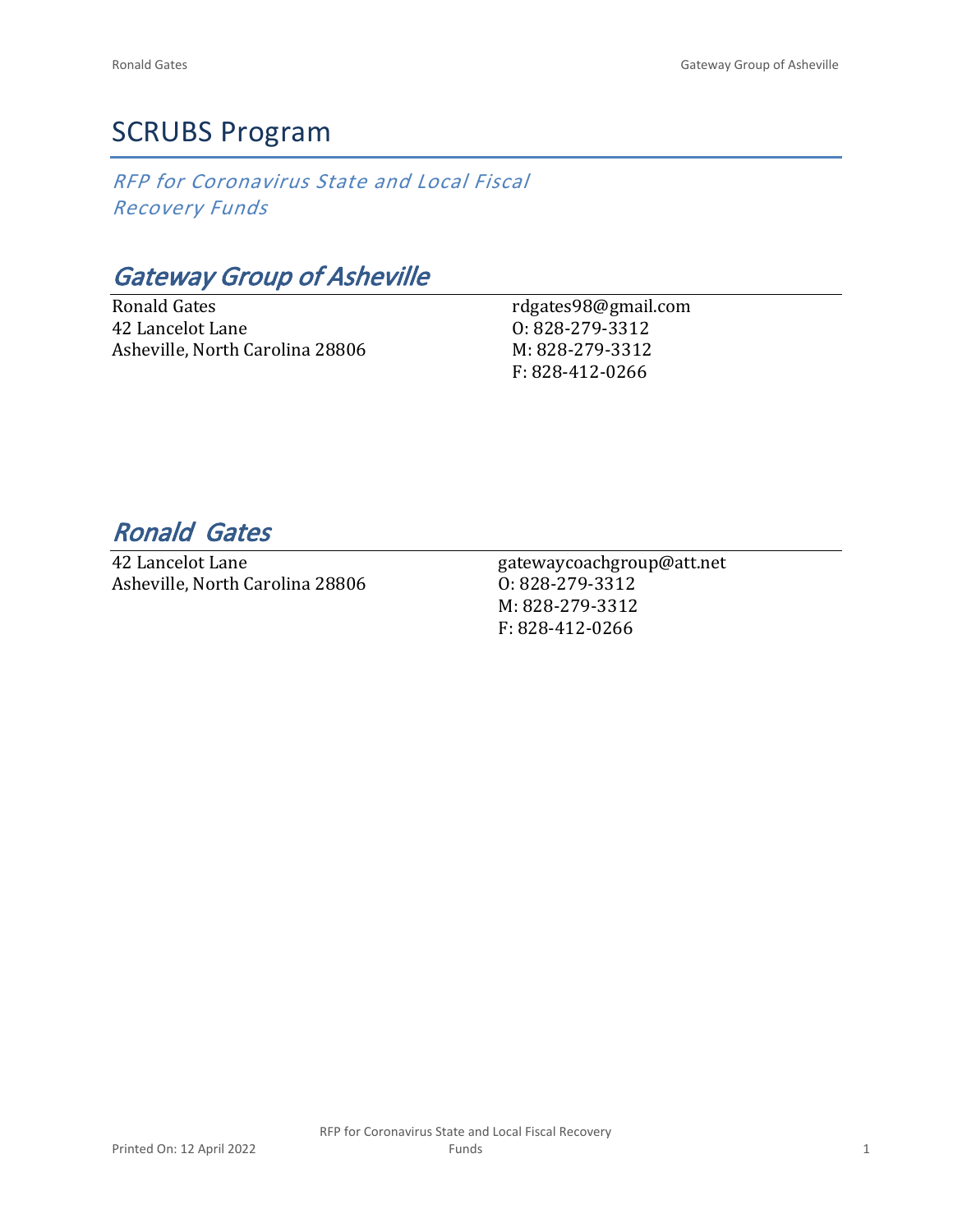# SCRUBS Program

*RFP for Coronavirus State and Local Fiscal Recovery Funds*

## *Gateway Group of Asheville*

Ronald Gates
42 Lancelot Lane
Asheville, North Carolina 28806

rdgates98@gmail.com
O: 828-279-3312
M: 828-279-3312
F: 828-412-0266

## *Ronald Gates*

42 Lancelot Lane
Asheville, North Carolina 28806

gatewaycoachgroup@att.net
O: 828-279-3312
M: 828-279-3312
F: 828-412-0266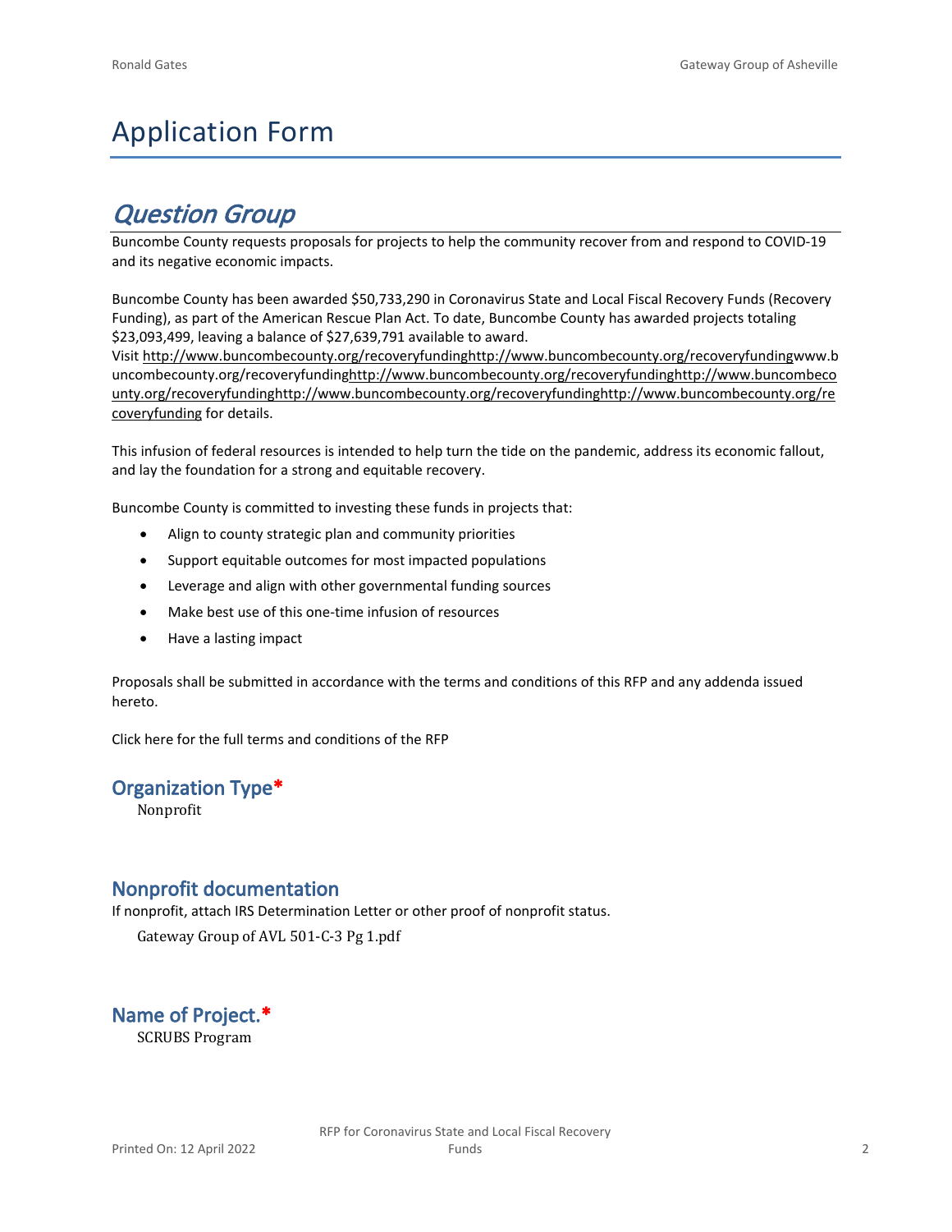# Application Form

## *Question Group*

Buncombe County requests proposals for projects to help the community recover from and respond to COVID-19 and its negative economic impacts.

Buncombe County has been awarded $50,733,290 in Coronavirus State and Local Fiscal Recovery Funds (Recovery Funding), as part of the American Rescue Plan Act. To date, Buncombe County has awarded projects totaling $23,093,499, leaving a balance of $27,639,791 available to award.

Visit http://www.buncombecounty.org/recoveryfundinghttp://www.buncombecounty.org/recoveryfundingwww.buncombecounty.org/recoveryfundinghttp://www.buncombecounty.org/recoveryfundinghttp://www.buncombecounty.org/recoveryfundinghttp://www.buncombecounty.org/recoveryfundinghttp://www.buncombecounty.org/recoveryfunding for details.

This infusion of federal resources is intended to help turn the tide on the pandemic, address its economic fallout, and lay the foundation for a strong and equitable recovery.

Buncombe County is committed to investing these funds in projects that:

- Align to county strategic plan and community priorities
- Support equitable outcomes for most impacted populations
- Leverage and align with other governmental funding sources
- Make best use of this one-time infusion of resources
- Have a lasting impact

Proposals shall be submitted in accordance with the terms and conditions of this RFP and any addenda issued hereto.

Click here for the full terms and conditions of the RFP

### Organization Type*

Nonprofit

### Nonprofit documentation

If nonprofit, attach IRS Determination Letter or other proof of nonprofit status.

Gateway Group of AVL 501-C-3 Pg 1.pdf

### Name of Project.*

SCRUBS Program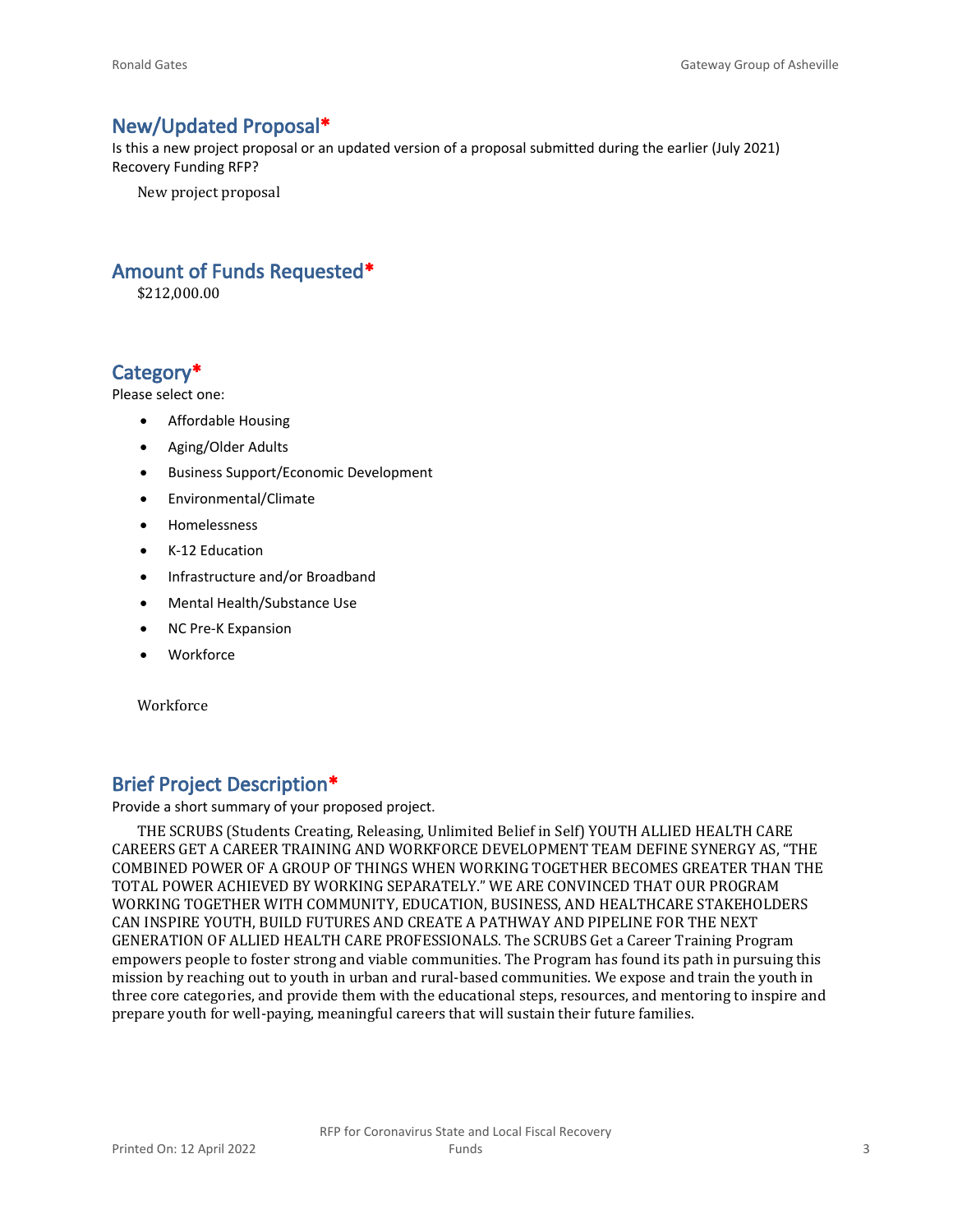## New/Updated Proposal*

Is this a new project proposal or an updated version of a proposal submitted during the earlier (July 2021) Recovery Funding RFP?

New project proposal

## Amount of Funds Requested*

$212,000.00

## Category*

Please select one:

- Affordable Housing
- Aging/Older Adults
- Business Support/Economic Development
- Environmental/Climate
- Homelessness
- K-12 Education
- Infrastructure and/or Broadband
- Mental Health/Substance Use
- NC Pre-K Expansion
- Workforce

Workforce

## Brief Project Description*

Provide a short summary of your proposed project.

THE SCRUBS (Students Creating, Releasing, Unlimited Belief in Self) YOUTH ALLIED HEALTH CARE CAREERS GET A CAREER TRAINING AND WORKFORCE DEVELOPMENT TEAM DEFINE SYNERGY AS, "THE COMBINED POWER OF A GROUP OF THINGS WHEN WORKING TOGETHER BECOMES GREATER THAN THE TOTAL POWER ACHIEVED BY WORKING SEPARATELY." WE ARE CONVINCED THAT OUR PROGRAM WORKING TOGETHER WITH COMMUNITY, EDUCATION, BUSINESS, AND HEALTHCARE STAKEHOLDERS CAN INSPIRE YOUTH, BUILD FUTURES AND CREATE A PATHWAY AND PIPELINE FOR THE NEXT GENERATION OF ALLIED HEALTH CARE PROFESSIONALS. The SCRUBS Get a Career Training Program empowers people to foster strong and viable communities. The Program has found its path in pursuing this mission by reaching out to youth in urban and rural-based communities. We expose and train the youth in three core categories, and provide them with the educational steps, resources, and mentoring to inspire and prepare youth for well-paying, meaningful careers that will sustain their future families.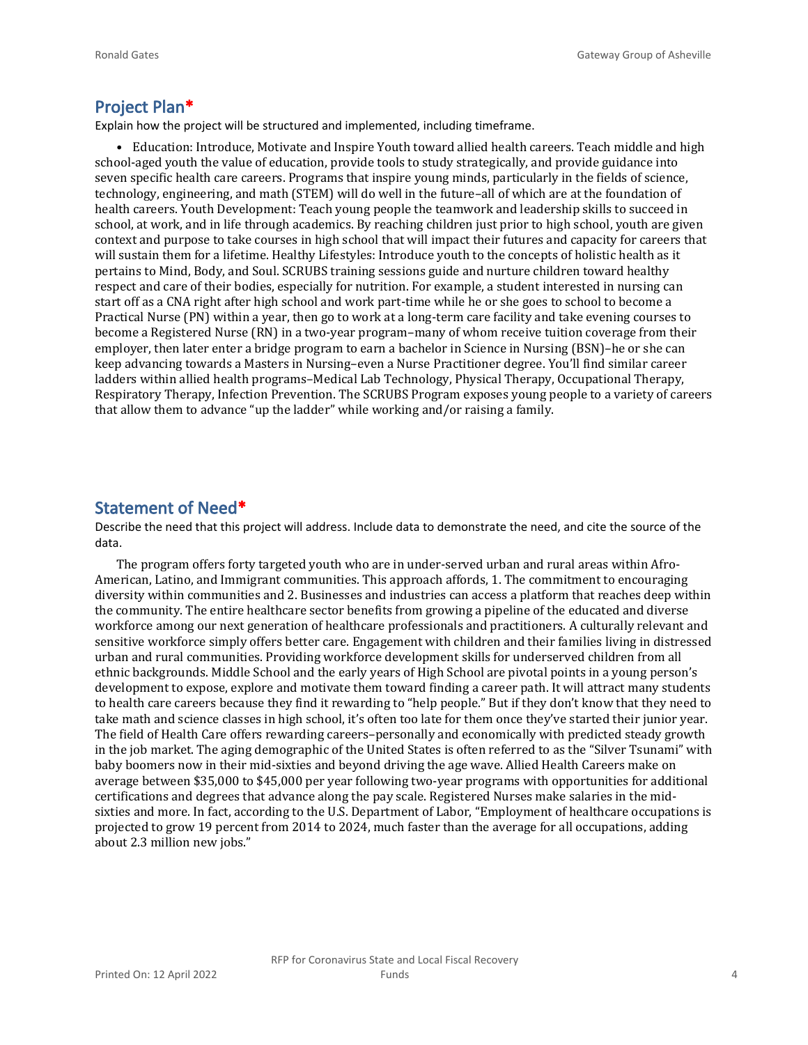## Project Plan*

Explain how the project will be structured and implemented, including timeframe.

- Education: Introduce, Motivate and Inspire Youth toward allied health careers. Teach middle and high school-aged youth the value of education, provide tools to study strategically, and provide guidance into seven specific health care careers. Programs that inspire young minds, particularly in the fields of science, technology, engineering, and math (STEM) will do well in the future–all of which are at the foundation of health careers. Youth Development: Teach young people the teamwork and leadership skills to succeed in school, at work, and in life through academics. By reaching children just prior to high school, youth are given context and purpose to take courses in high school that will impact their futures and capacity for careers that will sustain them for a lifetime. Healthy Lifestyles: Introduce youth to the concepts of holistic health as it pertains to Mind, Body, and Soul. SCRUBS training sessions guide and nurture children toward healthy respect and care of their bodies, especially for nutrition. For example, a student interested in nursing can start off as a CNA right after high school and work part-time while he or she goes to school to become a Practical Nurse (PN) within a year, then go to work at a long-term care facility and take evening courses to become a Registered Nurse (RN) in a two-year program–many of whom receive tuition coverage from their employer, then later enter a bridge program to earn a bachelor in Science in Nursing (BSN)–he or she can keep advancing towards a Masters in Nursing–even a Nurse Practitioner degree. You'll find similar career ladders within allied health programs–Medical Lab Technology, Physical Therapy, Occupational Therapy, Respiratory Therapy, Infection Prevention. The SCRUBS Program exposes young people to a variety of careers that allow them to advance "up the ladder" while working and/or raising a family.

## Statement of Need*

Describe the need that this project will address. Include data to demonstrate the need, and cite the source of the data.

The program offers forty targeted youth who are in under-served urban and rural areas within Afro-American, Latino, and Immigrant communities. This approach affords, 1. The commitment to encouraging diversity within communities and 2. Businesses and industries can access a platform that reaches deep within the community. The entire healthcare sector benefits from growing a pipeline of the educated and diverse workforce among our next generation of healthcare professionals and practitioners. A culturally relevant and sensitive workforce simply offers better care. Engagement with children and their families living in distressed urban and rural communities. Providing workforce development skills for underserved children from all ethnic backgrounds. Middle School and the early years of High School are pivotal points in a young person's development to expose, explore and motivate them toward finding a career path. It will attract many students to health care careers because they find it rewarding to "help people." But if they don't know that they need to take math and science classes in high school, it's often too late for them once they've started their junior year. The field of Health Care offers rewarding careers–personally and economically with predicted steady growth in the job market. The aging demographic of the United States is often referred to as the "Silver Tsunami" with baby boomers now in their mid-sixties and beyond driving the age wave. Allied Health Careers make on average between $35,000 to $45,000 per year following two-year programs with opportunities for additional certifications and degrees that advance along the pay scale. Registered Nurses make salaries in the mid-sixties and more. In fact, according to the U.S. Department of Labor, "Employment of healthcare occupations is projected to grow 19 percent from 2014 to 2024, much faster than the average for all occupations, adding about 2.3 million new jobs."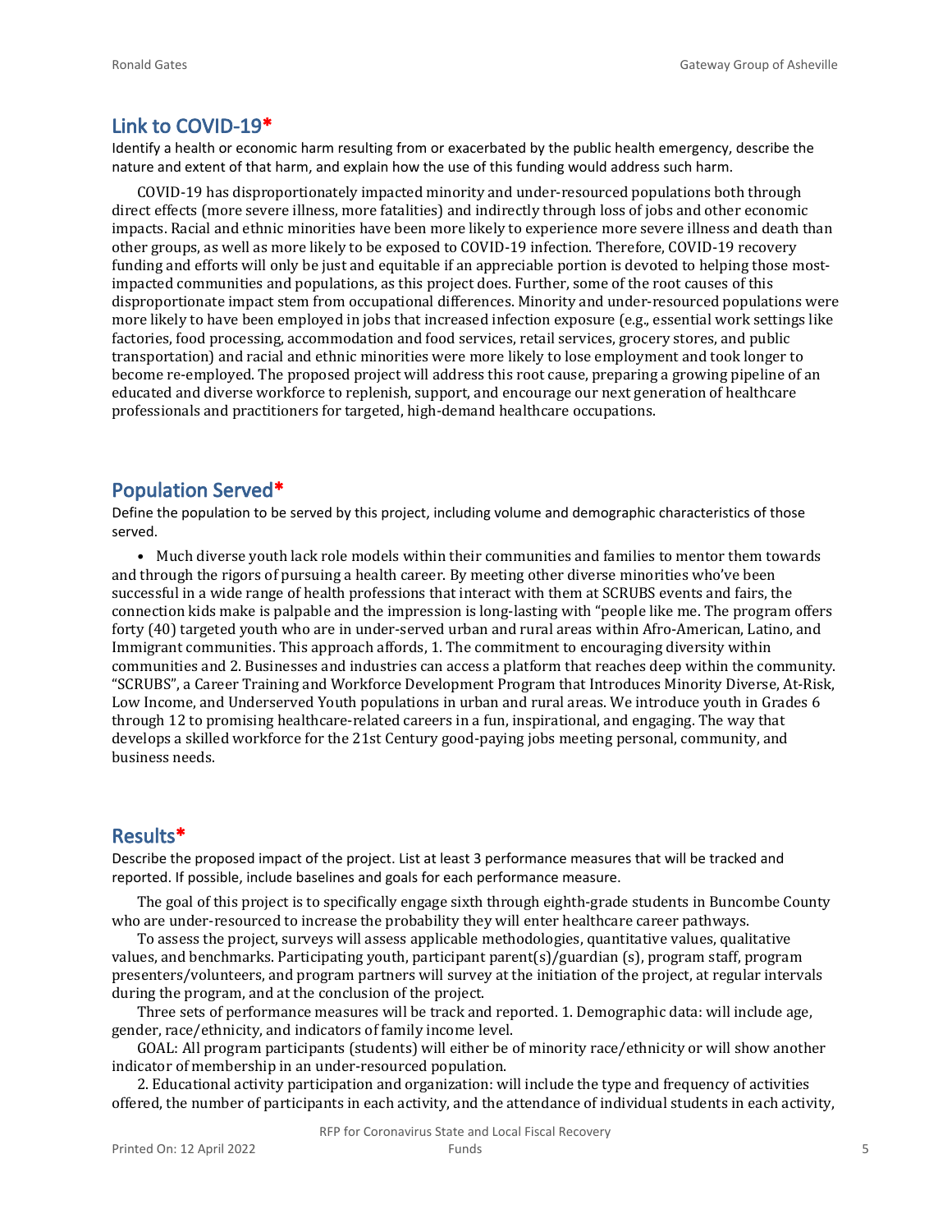## Link to COVID-19*

Identify a health or economic harm resulting from or exacerbated by the public health emergency, describe the nature and extent of that harm, and explain how the use of this funding would address such harm.

COVID-19 has disproportionately impacted minority and under-resourced populations both through direct effects (more severe illness, more fatalities) and indirectly through loss of jobs and other economic impacts. Racial and ethnic minorities have been more likely to experience more severe illness and death than other groups, as well as more likely to be exposed to COVID-19 infection. Therefore, COVID-19 recovery funding and efforts will only be just and equitable if an appreciable portion is devoted to helping those most-impacted communities and populations, as this project does. Further, some of the root causes of this disproportionate impact stem from occupational differences. Minority and under-resourced populations were more likely to have been employed in jobs that increased infection exposure (e.g., essential work settings like factories, food processing, accommodation and food services, retail services, grocery stores, and public transportation) and racial and ethnic minorities were more likely to lose employment and took longer to become re-employed. The proposed project will address this root cause, preparing a growing pipeline of an educated and diverse workforce to replenish, support, and encourage our next generation of healthcare professionals and practitioners for targeted, high-demand healthcare occupations.

## Population Served*

Define the population to be served by this project, including volume and demographic characteristics of those served.

- Much diverse youth lack role models within their communities and families to mentor them towards and through the rigors of pursuing a health career. By meeting other diverse minorities who've been successful in a wide range of health professions that interact with them at SCRUBS events and fairs, the connection kids make is palpable and the impression is long-lasting with "people like me. The program offers forty (40) targeted youth who are in under-served urban and rural areas within Afro-American, Latino, and Immigrant communities. This approach affords, 1. The commitment to encouraging diversity within communities and 2. Businesses and industries can access a platform that reaches deep within the community. "SCRUBS", a Career Training and Workforce Development Program that Introduces Minority Diverse, At-Risk, Low Income, and Underserved Youth populations in urban and rural areas. We introduce youth in Grades 6 through 12 to promising healthcare-related careers in a fun, inspirational, and engaging. The way that develops a skilled workforce for the 21st Century good-paying jobs meeting personal, community, and business needs.

## Results*

Describe the proposed impact of the project. List at least 3 performance measures that will be tracked and reported. If possible, include baselines and goals for each performance measure.

The goal of this project is to specifically engage sixth through eighth-grade students in Buncombe County who are under-resourced to increase the probability they will enter healthcare career pathways.

To assess the project, surveys will assess applicable methodologies, quantitative values, qualitative values, and benchmarks. Participating youth, participant parent(s)/guardian (s), program staff, program presenters/volunteers, and program partners will survey at the initiation of the project, at regular intervals during the program, and at the conclusion of the project.

Three sets of performance measures will be track and reported. 1. Demographic data: will include age, gender, race/ethnicity, and indicators of family income level.

GOAL: All program participants (students) will either be of minority race/ethnicity or will show another indicator of membership in an under-resourced population.

2. Educational activity participation and organization: will include the type and frequency of activities offered, the number of participants in each activity, and the attendance of individual students in each activity,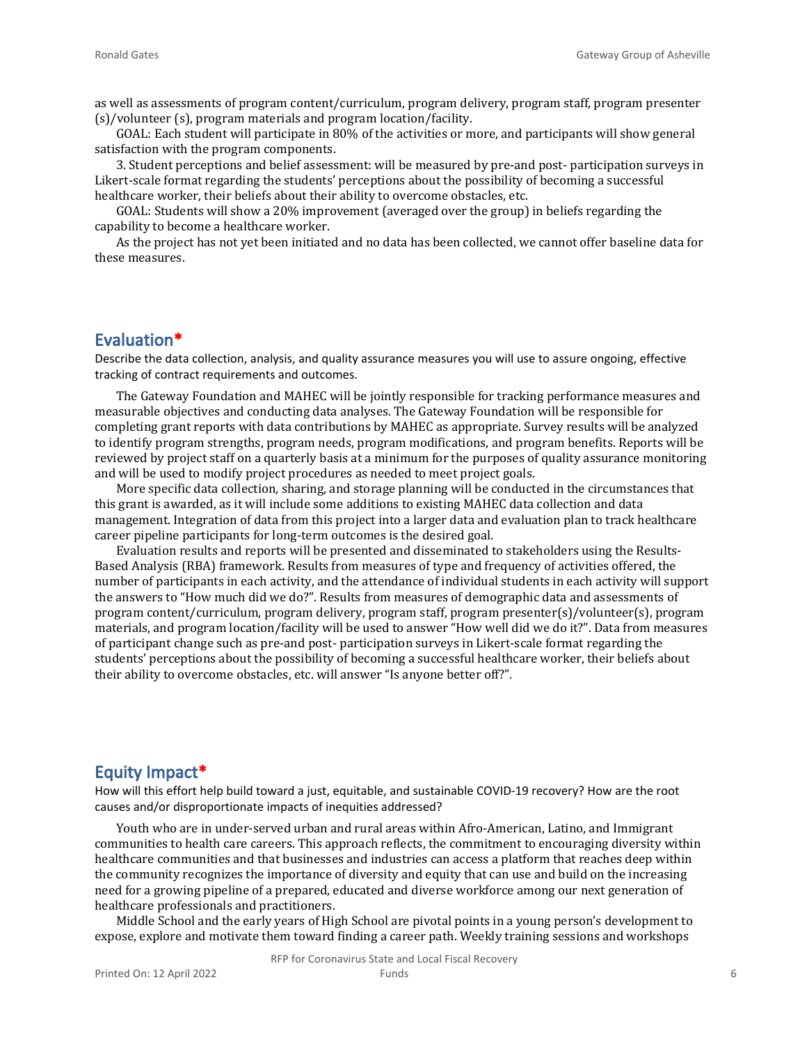as well as assessments of program content/curriculum, program delivery, program staff, program presenter (s)/volunteer (s), program materials and program location/facility.

GOAL: Each student will participate in 80% of the activities or more, and participants will show general satisfaction with the program components.

3. Student perceptions and belief assessment: will be measured by pre-and post- participation surveys in Likert-scale format regarding the students' perceptions about the possibility of becoming a successful healthcare worker, their beliefs about their ability to overcome obstacles, etc.

GOAL: Students will show a 20% improvement (averaged over the group) in beliefs regarding the capability to become a healthcare worker.

As the project has not yet been initiated and no data has been collected, we cannot offer baseline data for these measures.

## Evaluation*

Describe the data collection, analysis, and quality assurance measures you will use to assure ongoing, effective tracking of contract requirements and outcomes.

The Gateway Foundation and MAHEC will be jointly responsible for tracking performance measures and measurable objectives and conducting data analyses. The Gateway Foundation will be responsible for completing grant reports with data contributions by MAHEC as appropriate. Survey results will be analyzed to identify program strengths, program needs, program modifications, and program benefits. Reports will be reviewed by project staff on a quarterly basis at a minimum for the purposes of quality assurance monitoring and will be used to modify project procedures as needed to meet project goals.

More specific data collection, sharing, and storage planning will be conducted in the circumstances that this grant is awarded, as it will include some additions to existing MAHEC data collection and data management. Integration of data from this project into a larger data and evaluation plan to track healthcare career pipeline participants for long-term outcomes is the desired goal.

Evaluation results and reports will be presented and disseminated to stakeholders using the Results-Based Analysis (RBA) framework. Results from measures of type and frequency of activities offered, the number of participants in each activity, and the attendance of individual students in each activity will support the answers to "How much did we do?". Results from measures of demographic data and assessments of program content/curriculum, program delivery, program staff, program presenter(s)/volunteer(s), program materials, and program location/facility will be used to answer "How well did we do it?". Data from measures of participant change such as pre-and post- participation surveys in Likert-scale format regarding the students' perceptions about the possibility of becoming a successful healthcare worker, their beliefs about their ability to overcome obstacles, etc. will answer "Is anyone better off?".

## Equity Impact*

How will this effort help build toward a just, equitable, and sustainable COVID-19 recovery? How are the root causes and/or disproportionate impacts of inequities addressed?

Youth who are in under-served urban and rural areas within Afro-American, Latino, and Immigrant communities to health care careers. This approach reflects, the commitment to encouraging diversity within healthcare communities and that businesses and industries can access a platform that reaches deep within the community recognizes the importance of diversity and equity that can use and build on the increasing need for a growing pipeline of a prepared, educated and diverse workforce among our next generation of healthcare professionals and practitioners.

Middle School and the early years of High School are pivotal points in a young person's development to expose, explore and motivate them toward finding a career path. Weekly training sessions and workshops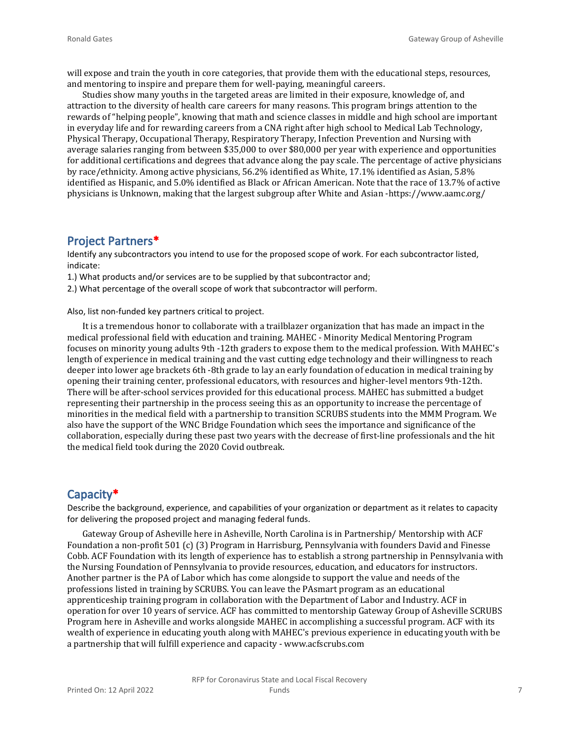will expose and train the youth in core categories, that provide them with the educational steps, resources, and mentoring to inspire and prepare them for well-paying, meaningful careers.

Studies show many youths in the targeted areas are limited in their exposure, knowledge of, and attraction to the diversity of health care careers for many reasons. This program brings attention to the rewards of "helping people", knowing that math and science classes in middle and high school are important in everyday life and for rewarding careers from a CNA right after high school to Medical Lab Technology, Physical Therapy, Occupational Therapy, Respiratory Therapy, Infection Prevention and Nursing with average salaries ranging from between $35,000 to over $80,000 per year with experience and opportunities for additional certifications and degrees that advance along the pay scale. The percentage of active physicians by race/ethnicity. Among active physicians, 56.2% identified as White, 17.1% identified as Asian, 5.8% identified as Hispanic, and 5.0% identified as Black or African American. Note that the race of 13.7% of active physicians is Unknown, making that the largest subgroup after White and Asian -https://www.aamc.org/

## Project Partners*

Identify any subcontractors you intend to use for the proposed scope of work. For each subcontractor listed, indicate:

1.) What products and/or services are to be supplied by that subcontractor and;

2.) What percentage of the overall scope of work that subcontractor will perform.

Also, list non-funded key partners critical to project.

It is a tremendous honor to collaborate with a trailblazer organization that has made an impact in the medical professional field with education and training. MAHEC - Minority Medical Mentoring Program focuses on minority young adults 9th -12th graders to expose them to the medical profession. With MAHEC's length of experience in medical training and the vast cutting edge technology and their willingness to reach deeper into lower age brackets 6th -8th grade to lay an early foundation of education in medical training by opening their training center, professional educators, with resources and higher-level mentors 9th-12th. There will be after-school services provided for this educational process. MAHEC has submitted a budget representing their partnership in the process seeing this as an opportunity to increase the percentage of minorities in the medical field with a partnership to transition SCRUBS students into the MMM Program. We also have the support of the WNC Bridge Foundation which sees the importance and significance of the collaboration, especially during these past two years with the decrease of first-line professionals and the hit the medical field took during the 2020 Covid outbreak.

## Capacity*

Describe the background, experience, and capabilities of your organization or department as it relates to capacity for delivering the proposed project and managing federal funds.

Gateway Group of Asheville here in Asheville, North Carolina is in Partnership/ Mentorship with ACF Foundation a non-profit 501 (c) (3) Program in Harrisburg, Pennsylvania with founders David and Finesse Cobb. ACF Foundation with its length of experience has to establish a strong partnership in Pennsylvania with the Nursing Foundation of Pennsylvania to provide resources, education, and educators for instructors. Another partner is the PA of Labor which has come alongside to support the value and needs of the professions listed in training by SCRUBS. You can leave the PAsmart program as an educational apprenticeship training program in collaboration with the Department of Labor and Industry. ACF in operation for over 10 years of service. ACF has committed to mentorship Gateway Group of Asheville SCRUBS Program here in Asheville and works alongside MAHEC in accomplishing a successful program. ACF with its wealth of experience in educating youth along with MAHEC's previous experience in educating youth with be a partnership that will fulfill experience and capacity - www.acfscrubs.com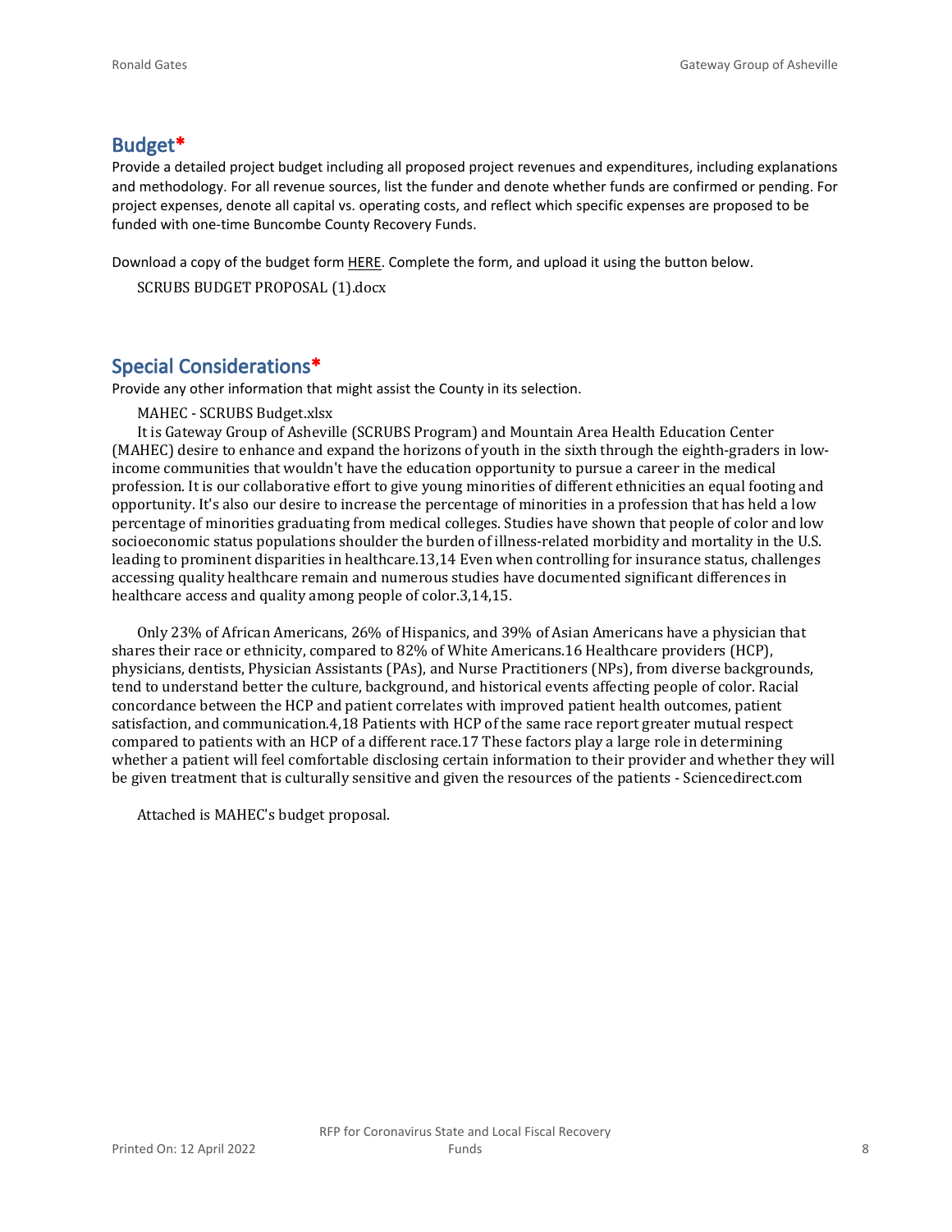## Budget*

Provide a detailed project budget including all proposed project revenues and expenditures, including explanations and methodology. For all revenue sources, list the funder and denote whether funds are confirmed or pending. For project expenses, denote all capital vs. operating costs, and reflect which specific expenses are proposed to be funded with one-time Buncombe County Recovery Funds.

Download a copy of the budget form HERE. Complete the form, and upload it using the button below.

SCRUBS BUDGET PROPOSAL (1).docx

## Special Considerations*

Provide any other information that might assist the County in its selection.

MAHEC - SCRUBS Budget.xlsx

It is Gateway Group of Asheville (SCRUBS Program) and Mountain Area Health Education Center (MAHEC) desire to enhance and expand the horizons of youth in the sixth through the eighth-graders in low-income communities that wouldn't have the education opportunity to pursue a career in the medical profession. It is our collaborative effort to give young minorities of different ethnicities an equal footing and opportunity. It's also our desire to increase the percentage of minorities in a profession that has held a low percentage of minorities graduating from medical colleges. Studies have shown that people of color and low socioeconomic status populations shoulder the burden of illness-related morbidity and mortality in the U.S. leading to prominent disparities in healthcare.13,14 Even when controlling for insurance status, challenges accessing quality healthcare remain and numerous studies have documented significant differences in healthcare access and quality among people of color.3,14,15.

Only 23% of African Americans, 26% of Hispanics, and 39% of Asian Americans have a physician that shares their race or ethnicity, compared to 82% of White Americans.16 Healthcare providers (HCP), physicians, dentists, Physician Assistants (PAs), and Nurse Practitioners (NPs), from diverse backgrounds, tend to understand better the culture, background, and historical events affecting people of color. Racial concordance between the HCP and patient correlates with improved patient health outcomes, patient satisfaction, and communication.4,18 Patients with HCP of the same race report greater mutual respect compared to patients with an HCP of a different race.17 These factors play a large role in determining whether a patient will feel comfortable disclosing certain information to their provider and whether they will be given treatment that is culturally sensitive and given the resources of the patients - Sciencedirect.com

Attached is MAHEC's budget proposal.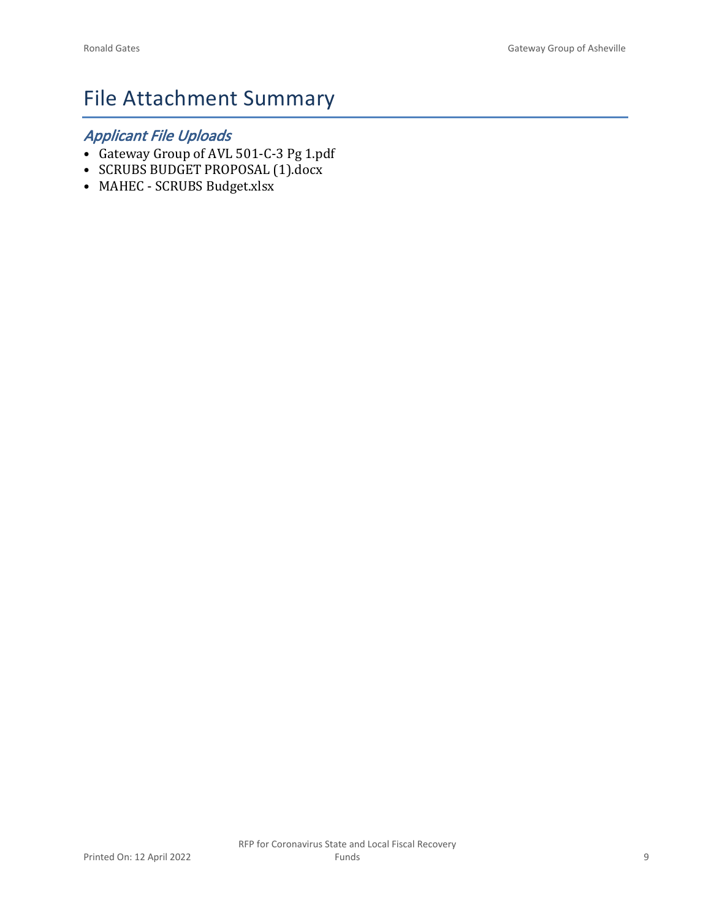# File Attachment Summary

## *Applicant File Uploads*

- Gateway Group of AVL 501-C-3 Pg 1.pdf
- SCRUBS BUDGET PROPOSAL (1).docx
- MAHEC - SCRUBS Budget.xlsx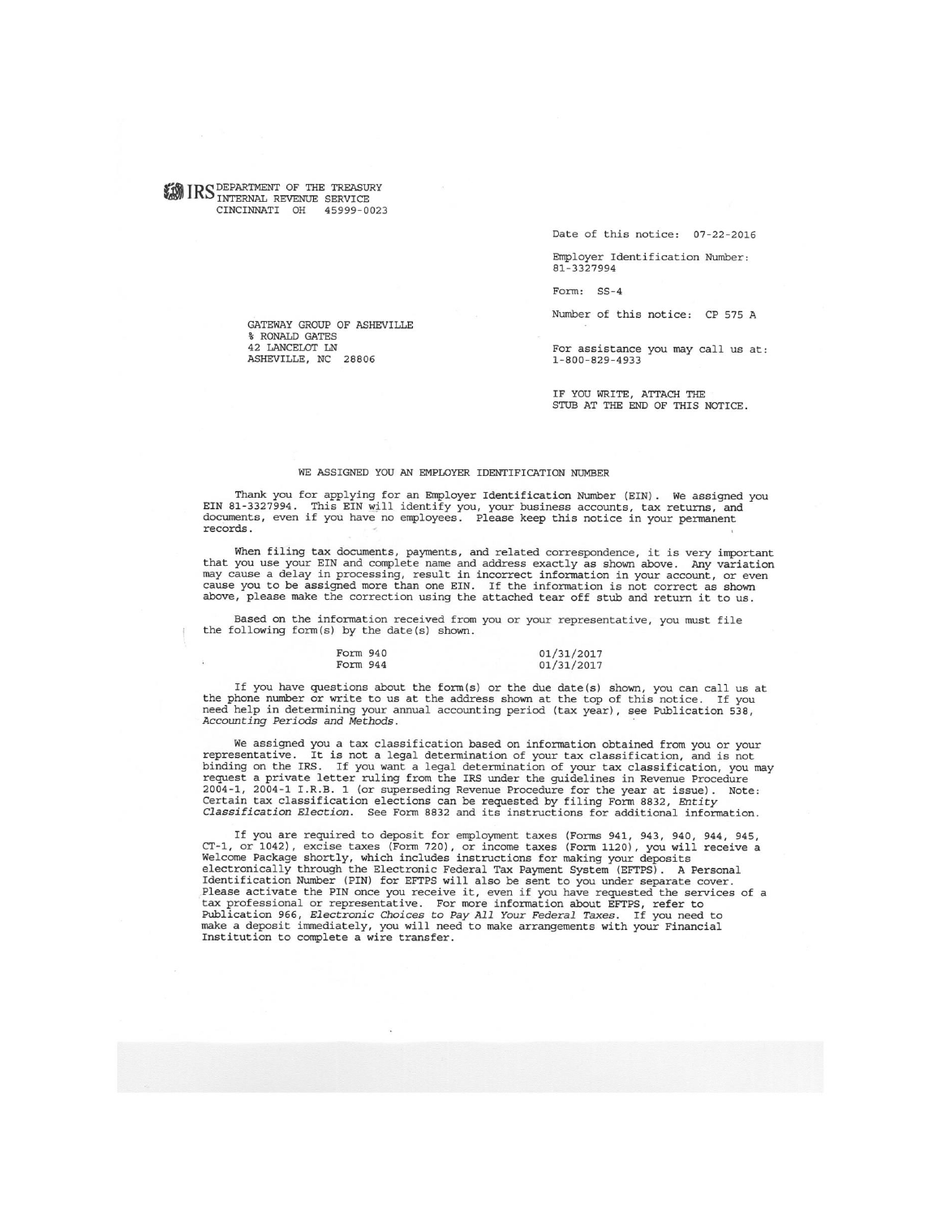**IRS** DEPARTMENT OF THE TREASURY
INTERNAL REVENUE SERVICE
CINCINNATI OH 45999-0023

Date of this notice: 07-22-2016

Employer Identification Number:
81-3327994

Form: SS-4

Number of this notice: CP 575 A

GATEWAY GROUP OF ASHEVILLE
% RONALD GATES
42 LANCELOT LN
ASHEVILLE, NC 28806

For assistance you may call us at:
1-800-829-4933

IF YOU WRITE, ATTACH THE
STUB AT THE END OF THIS NOTICE.

## WE ASSIGNED YOU AN EMPLOYER IDENTIFICATION NUMBER

Thank you for applying for an Employer Identification Number (EIN). We assigned you EIN 81-3327994. This EIN will identify you, your business accounts, tax returns, and documents, even if you have no employees. Please keep this notice in your permanent records.

When filing tax documents, payments, and related correspondence, it is very important that you use your EIN and complete name and address exactly as shown above. Any variation may cause a delay in processing, result in incorrect information in your account, or even cause you to be assigned more than one EIN. If the information is not correct as shown above, please make the correction using the attached tear off stub and return it to us.

Based on the information received from you or your representative, you must file the following form(s) by the date(s) shown.

| | |
|---|---|
| Form 940 | 01/31/2017 |
| Form 944 | 01/31/2017 |

If you have questions about the form(s) or the due date(s) shown, you can call us at the phone number or write to us at the address shown at the top of this notice. If you need help in determining your annual accounting period (tax year), see Publication 538, *Accounting Periods and Methods*.

We assigned you a tax classification based on information obtained from you or your representative. It is not a legal determination of your tax classification, and is not binding on the IRS. If you want a legal determination of your tax classification, you may request a private letter ruling from the IRS under the guidelines in Revenue Procedure 2004-1, 2004-1 I.R.B. 1 (or superseding Revenue Procedure for the year at issue). Note: Certain tax classification elections can be requested by filing Form 8832, *Entity Classification Election*. See Form 8832 and its instructions for additional information.

If you are required to deposit for employment taxes (Forms 941, 943, 940, 944, 945, CT-1, or 1042), excise taxes (Form 720), or income taxes (Form 1120), you will receive a Welcome Package shortly, which includes instructions for making your deposits electronically through the Electronic Federal Tax Payment System (EFTPS). A Personal Identification Number (PIN) for EFTPS will also be sent to you under separate cover. Please activate the PIN once you receive it, even if you have requested the services of a tax professional or representative. For more information about EFTPS, refer to Publication 966, *Electronic Choices to Pay All Your Federal Taxes*. If you need to make a deposit immediately, you will need to make arrangements with your Financial Institution to complete a wire transfer.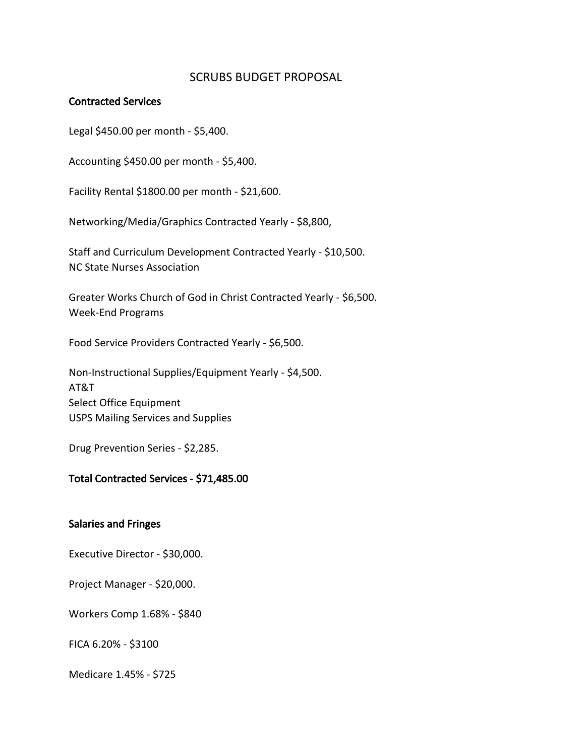# SCRUBS BUDGET PROPOSAL

**Contracted Services**

Legal $450.00 per month - $5,400.

Accounting $450.00 per month - $5,400.

Facility Rental $1800.00 per month - $21,600.

Networking/Media/Graphics Contracted Yearly - $8,800,

Staff and Curriculum Development Contracted Yearly - $10,500.
NC State Nurses Association

Greater Works Church of God in Christ Contracted Yearly - $6,500.
Week-End Programs

Food Service Providers Contracted Yearly - $6,500.

Non-Instructional Supplies/Equipment Yearly - $4,500.
AT&T
Select Office Equipment
USPS Mailing Services and Supplies

Drug Prevention Series - $2,285.

**Total Contracted Services - $71,485.00**

**Salaries and Fringes**

Executive Director - $30,000.

Project Manager - $20,000.

Workers Comp 1.68% - $840

FICA 6.20% - $3100

Medicare 1.45% - $725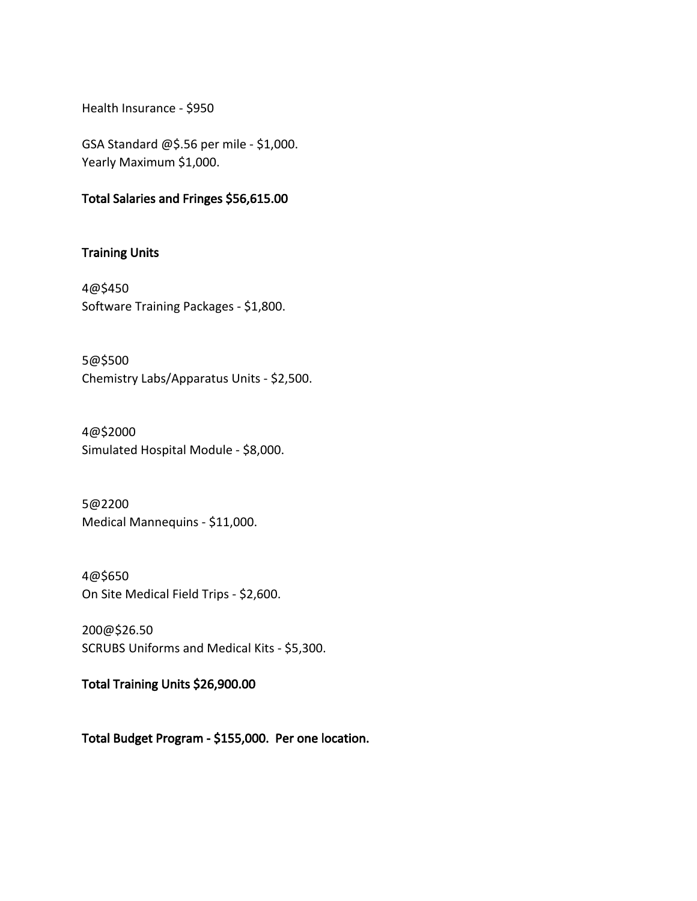Health Insurance - $950

GSA Standard @$.56 per mile - $1,000.
Yearly Maximum $1,000.

**Total Salaries and Fringes $56,615.00**

**Training Units**

4@$450
Software Training Packages - $1,800.

5@$500
Chemistry Labs/Apparatus Units - $2,500.

4@$2000
Simulated Hospital Module - $8,000.

5@2200
Medical Mannequins - $11,000.

4@$650
On Site Medical Field Trips - $2,600.

200@$26.50
SCRUBS Uniforms and Medical Kits - $5,300.

**Total Training Units $26,900.00**

**Total Budget Program - $155,000. Per one location.**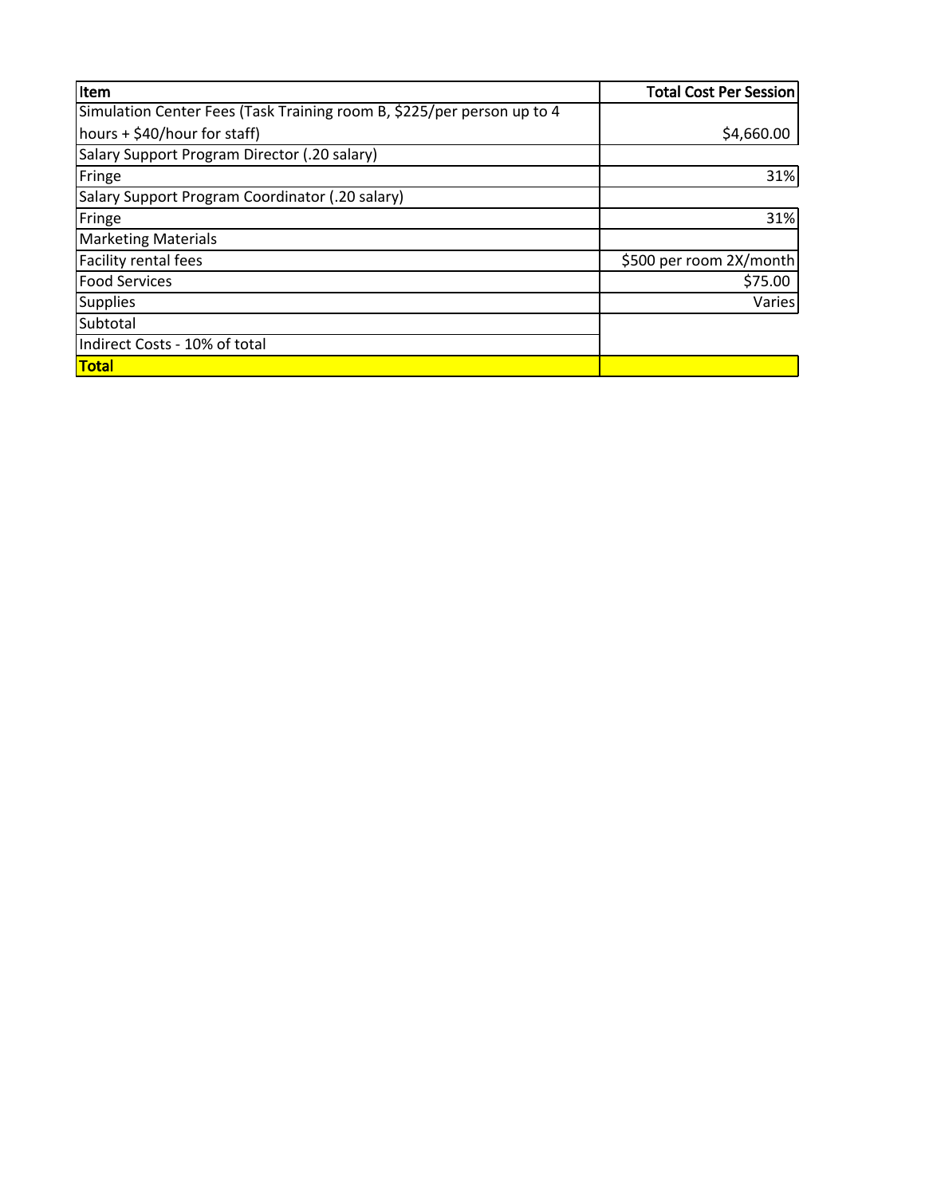| Item | Total Cost Per Session |
| --- | --- |
| Simulation Center Fees (Task Training room B, $225/per person up to 4 hours + $40/hour for staff) | $4,660.00 |
| Salary Support Program Director (.20 salary) | |
| Fringe | 31% |
| Salary Support Program Coordinator (.20 salary) | |
| Fringe | 31% |
| Marketing Materials | |
| Facility rental fees | $500 per room 2X/month |
| Food Services | $75.00 |
| Supplies | Varies |
| Subtotal | |
| Indirect Costs - 10% of total | |
| **Total** | |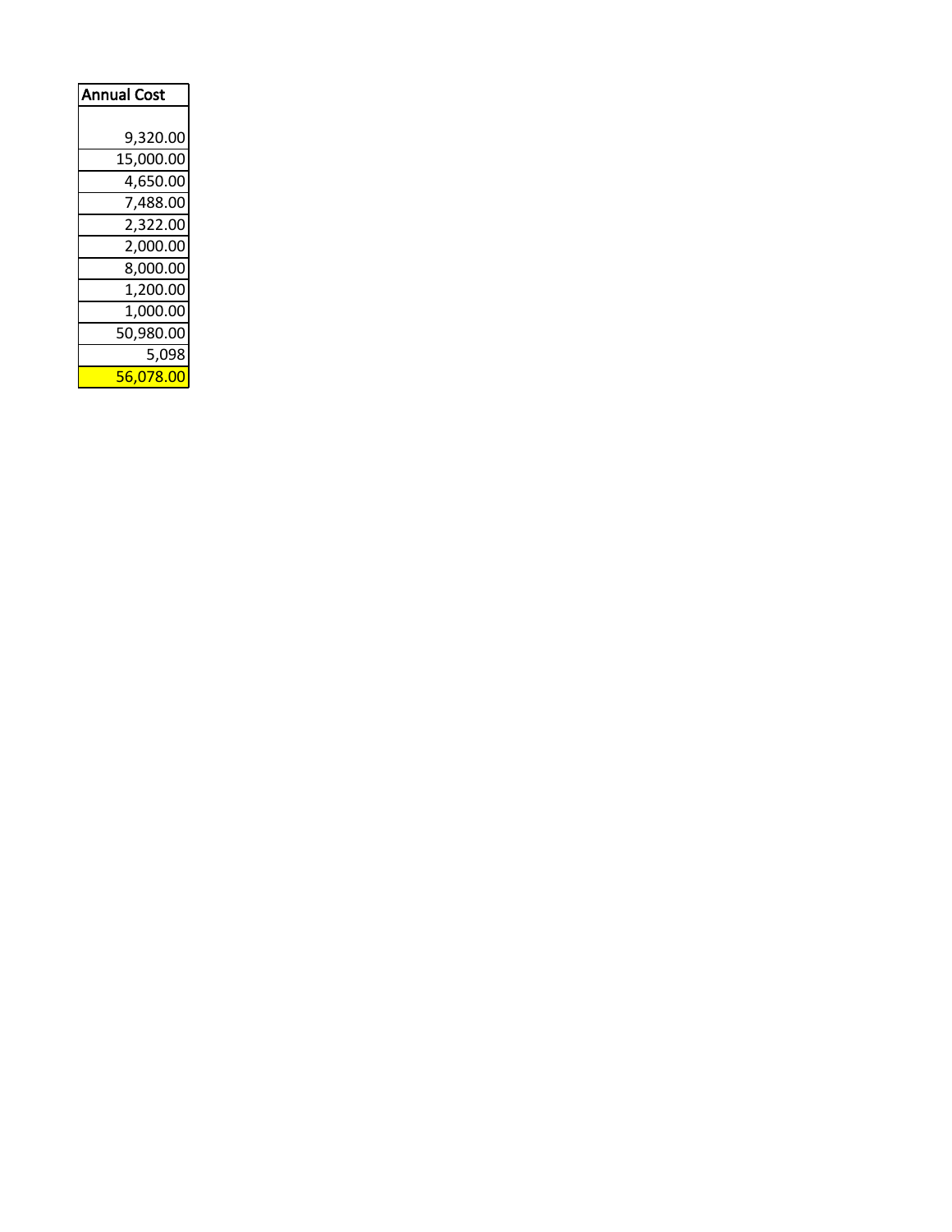| Annual Cost |
|---|
| |
| 9,320.00 |
| 15,000.00 |
| 4,650.00 |
| 7,488.00 |
| 2,322.00 |
| 2,000.00 |
| 8,000.00 |
| 1,200.00 |
| 1,000.00 |
| 50,980.00 |
| 5,098 |
| 56,078.00 |